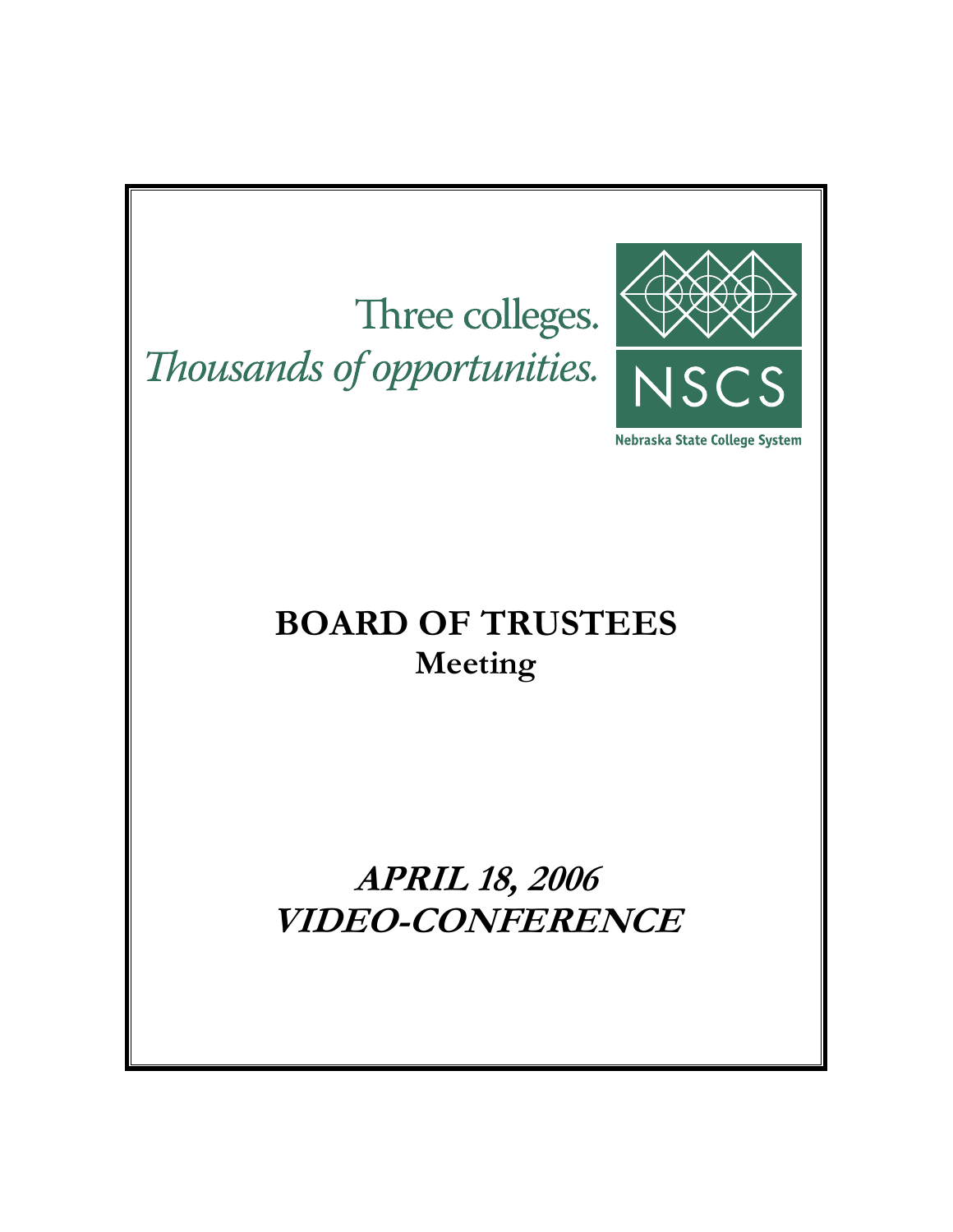Three colleges.
*Thousands of opportunities.*

NSCS

Nebraska State College System

# BOARD OF TRUSTEES
## Meeting

## *APRIL 18, 2006*
## *VIDEO-CONFERENCE*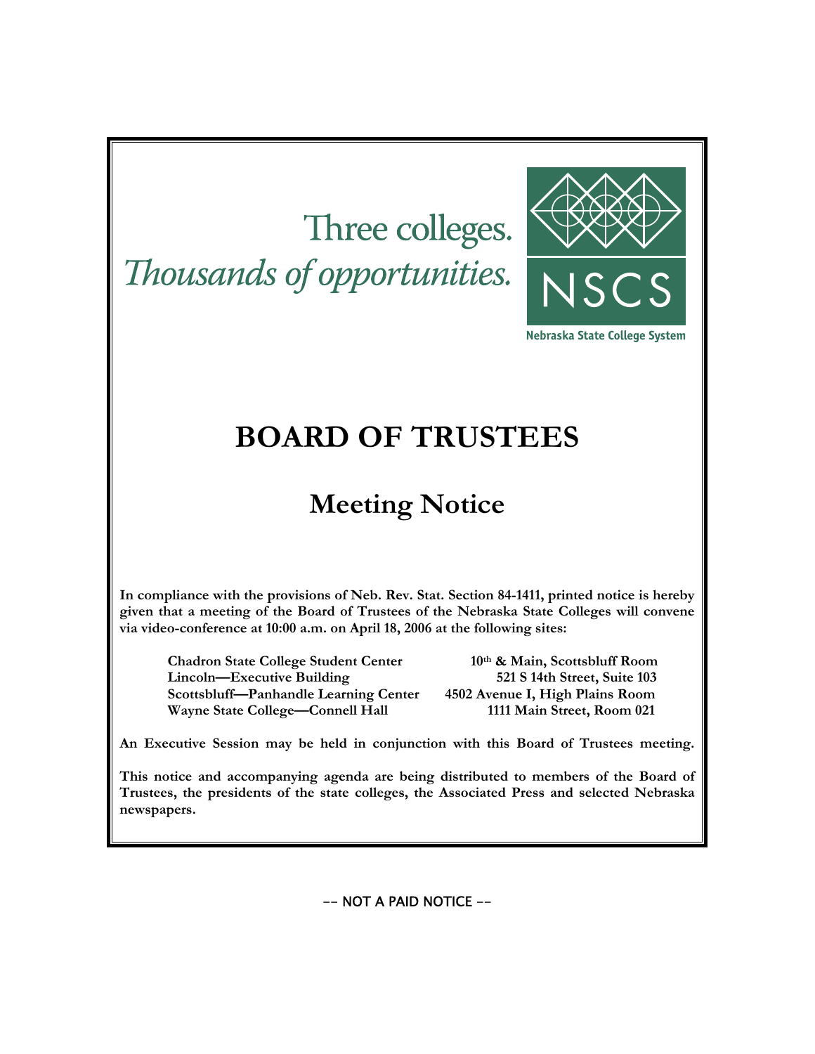Three colleges.
*Thousands of opportunities.*

NSCS

Nebraska State College System

# BOARD OF TRUSTEES

## Meeting Notice

**In compliance with the provisions of Neb. Rev. Stat. Section 84-1411, printed notice is hereby given that a meeting of the Board of Trustees of the Nebraska State Colleges will convene via video-conference at 10:00 a.m. on April 18, 2006 at the following sites:**

| | |
|---|---|
| **Chadron State College Student Center** | **10th & Main, Scottsbluff Room** |
| **Lincoln—Executive Building** | **521 S 14th Street, Suite 103** |
| **Scottsbluff—Panhandle Learning Center** | **4502 Avenue I, High Plains Room** |
| **Wayne State College—Connell Hall** | **1111 Main Street, Room 021** |

**An Executive Session may be held in conjunction with this Board of Trustees meeting.**

**This notice and accompanying agenda are being distributed to members of the Board of Trustees, the presidents of the state colleges, the Associated Press and selected Nebraska newspapers.**

-- NOT A PAID NOTICE --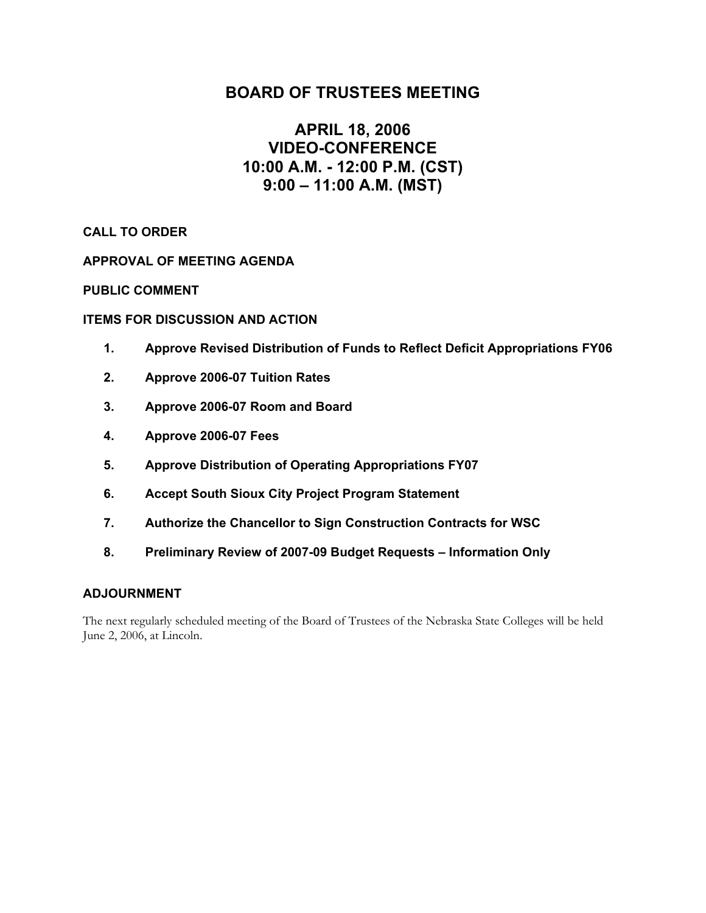# BOARD OF TRUSTEES MEETING

## APRIL 18, 2006
## VIDEO-CONFERENCE
## 10:00 A.M. - 12:00 P.M. (CST)
## 9:00 – 11:00 A.M. (MST)

**CALL TO ORDER**

**APPROVAL OF MEETING AGENDA**

**PUBLIC COMMENT**

**ITEMS FOR DISCUSSION AND ACTION**

1. **Approve Revised Distribution of Funds to Reflect Deficit Appropriations FY06**
2. **Approve 2006-07 Tuition Rates**
3. **Approve 2006-07 Room and Board**
4. **Approve 2006-07 Fees**
5. **Approve Distribution of Operating Appropriations FY07**
6. **Accept South Sioux City Project Program Statement**
7. **Authorize the Chancellor to Sign Construction Contracts for WSC**
8. **Preliminary Review of 2007-09 Budget Requests – Information Only**

**ADJOURNMENT**

The next regularly scheduled meeting of the Board of Trustees of the Nebraska State Colleges will be held June 2, 2006, at Lincoln.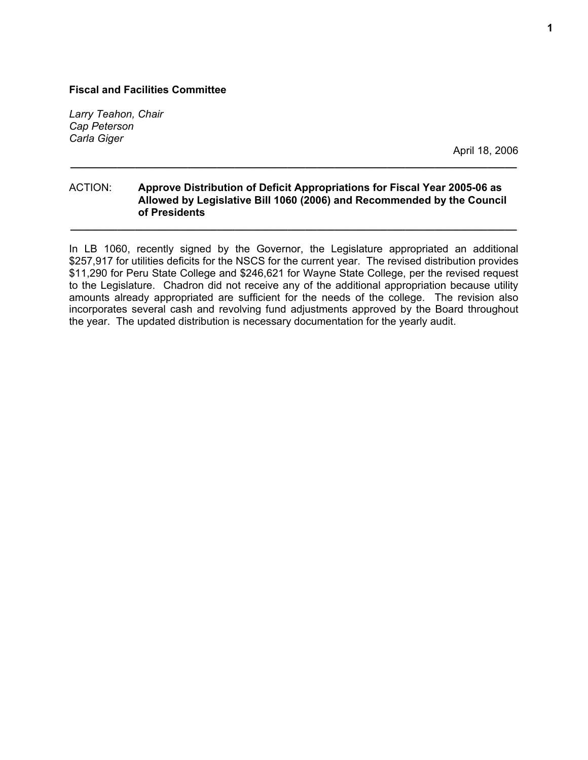**Fiscal and Facilities Committee**

*Larry Teahon, Chair*
*Cap Peterson*
*Carla Giger*

April 18, 2006

---

ACTION: **Approve Distribution of Deficit Appropriations for Fiscal Year 2005-06 as Allowed by Legislative Bill 1060 (2006) and Recommended by the Council of Presidents**

---

In LB 1060, recently signed by the Governor, the Legislature appropriated an additional $257,917 for utilities deficits for the NSCS for the current year. The revised distribution provides $11,290 for Peru State College and $246,621 for Wayne State College, per the revised request to the Legislature. Chadron did not receive any of the additional appropriation because utility amounts already appropriated are sufficient for the needs of the college. The revision also incorporates several cash and revolving fund adjustments approved by the Board throughout the year. The updated distribution is necessary documentation for the yearly audit.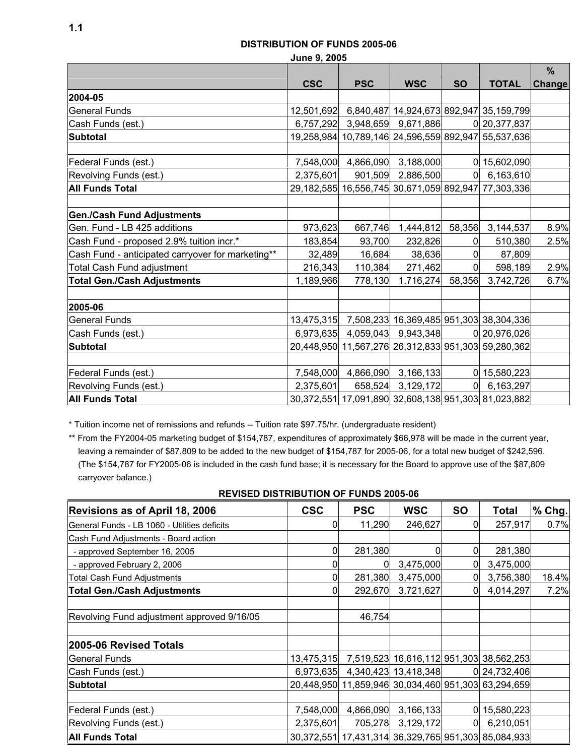1.1

## DISTRIBUTION OF FUNDS 2005-06

June 9, 2005

| | CSC | PSC | WSC | SO | TOTAL | % Change |
|---|---|---|---|---|---|---|
| **2004-05** | | | | | | |
| General Funds | 12,501,692 | 6,840,487 | 14,924,673 | 892,947 | 35,159,799 | |
| Cash Funds (est.) | 6,757,292 | 3,948,659 | 9,671,886 | 0 | 20,377,837 | |
| **Subtotal** | 19,258,984 | 10,789,146 | 24,596,559 | 892,947 | 55,537,636 | |
| | | | | | | |
| Federal Funds (est.) | 7,548,000 | 4,866,090 | 3,188,000 | 0 | 15,602,090 | |
| Revolving Funds (est.) | 2,375,601 | 901,509 | 2,886,500 | 0 | 6,163,610 | |
| **All Funds Total** | 29,182,585 | 16,556,745 | 30,671,059 | 892,947 | 77,303,336 | |
| | | | | | | |
| **Gen./Cash Fund Adjustments** | | | | | | |
| Gen. Fund - LB 425 additions | 973,623 | 667,746 | 1,444,812 | 58,356 | 3,144,537 | 8.9% |
| Cash Fund - proposed 2.9% tuition incr.* | 183,854 | 93,700 | 232,826 | 0 | 510,380 | 2.5% |
| Cash Fund - anticipated carryover for marketing** | 32,489 | 16,684 | 38,636 | 0 | 87,809 | |
| Total Cash Fund adjustment | 216,343 | 110,384 | 271,462 | 0 | 598,189 | 2.9% |
| **Total Gen./Cash Adjustments** | 1,189,966 | 778,130 | 1,716,274 | 58,356 | 3,742,726 | 6.7% |
| | | | | | | |
| **2005-06** | | | | | | |
| General Funds | 13,475,315 | 7,508,233 | 16,369,485 | 951,303 | 38,304,336 | |
| Cash Funds (est.) | 6,973,635 | 4,059,043 | 9,943,348 | 0 | 20,976,026 | |
| **Subtotal** | 20,448,950 | 11,567,276 | 26,312,833 | 951,303 | 59,280,362 | |
| | | | | | | |
| Federal Funds (est.) | 7,548,000 | 4,866,090 | 3,166,133 | 0 | 15,580,223 | |
| Revolving Funds (est.) | 2,375,601 | 658,524 | 3,129,172 | 0 | 6,163,297 | |
| **All Funds Total** | 30,372,551 | 17,091,890 | 32,608,138 | 951,303 | 81,023,882 | |

\* Tuition income net of remissions and refunds -- Tuition rate $97.75/hr. (undergraduate resident)

\*\* From the FY2004-05 marketing budget of $154,787, expenditures of approximately $66,978 will be made in the current year, leaving a remainder of $87,809 to be added to the new budget of $154,787 for 2005-06, for a total new budget of $242,596. (The $154,787 for FY2005-06 is included in the cash fund base; it is necessary for the Board to approve use of the $87,809 carryover balance.)

## REVISED DISTRIBUTION OF FUNDS 2005-06

| Revisions as of April 18, 2006 | CSC | PSC | WSC | SO | Total | % Chg. |
|---|---|---|---|---|---|---|
| General Funds - LB 1060 - Utilities deficits | 0 | 11,290 | 246,627 | 0 | 257,917 | 0.7% |
| Cash Fund Adjustments - Board action | | | | | | |
| - approved September 16, 2005 | 0 | 281,380 | 0 | 0 | 281,380 | |
| - approved February 2, 2006 | 0 | 0 | 3,475,000 | 0 | 3,475,000 | |
| Total Cash Fund Adjustments | 0 | 281,380 | 3,475,000 | 0 | 3,756,380 | 18.4% |
| **Total Gen./Cash Adjustments** | 0 | 292,670 | 3,721,627 | 0 | 4,014,297 | 7.2% |
| | | | | | | |
| Revolving Fund adjustment approved 9/16/05 | | 46,754 | | | | |
| | | | | | | |
| **2005-06 Revised Totals** | | | | | | |
| General Funds | 13,475,315 | 7,519,523 | 16,616,112 | 951,303 | 38,562,253 | |
| Cash Funds (est.) | 6,973,635 | 4,340,423 | 13,418,348 | 0 | 24,732,406 | |
| **Subtotal** | 20,448,950 | 11,859,946 | 30,034,460 | 951,303 | 63,294,659 | |
| | | | | | | |
| Federal Funds (est.) | 7,548,000 | 4,866,090 | 3,166,133 | 0 | 15,580,223 | |
| Revolving Funds (est.) | 2,375,601 | 705,278 | 3,129,172 | 0 | 6,210,051 | |
| **All Funds Total** | 30,372,551 | 17,431,314 | 36,329,765 | 951,303 | 85,084,933 | |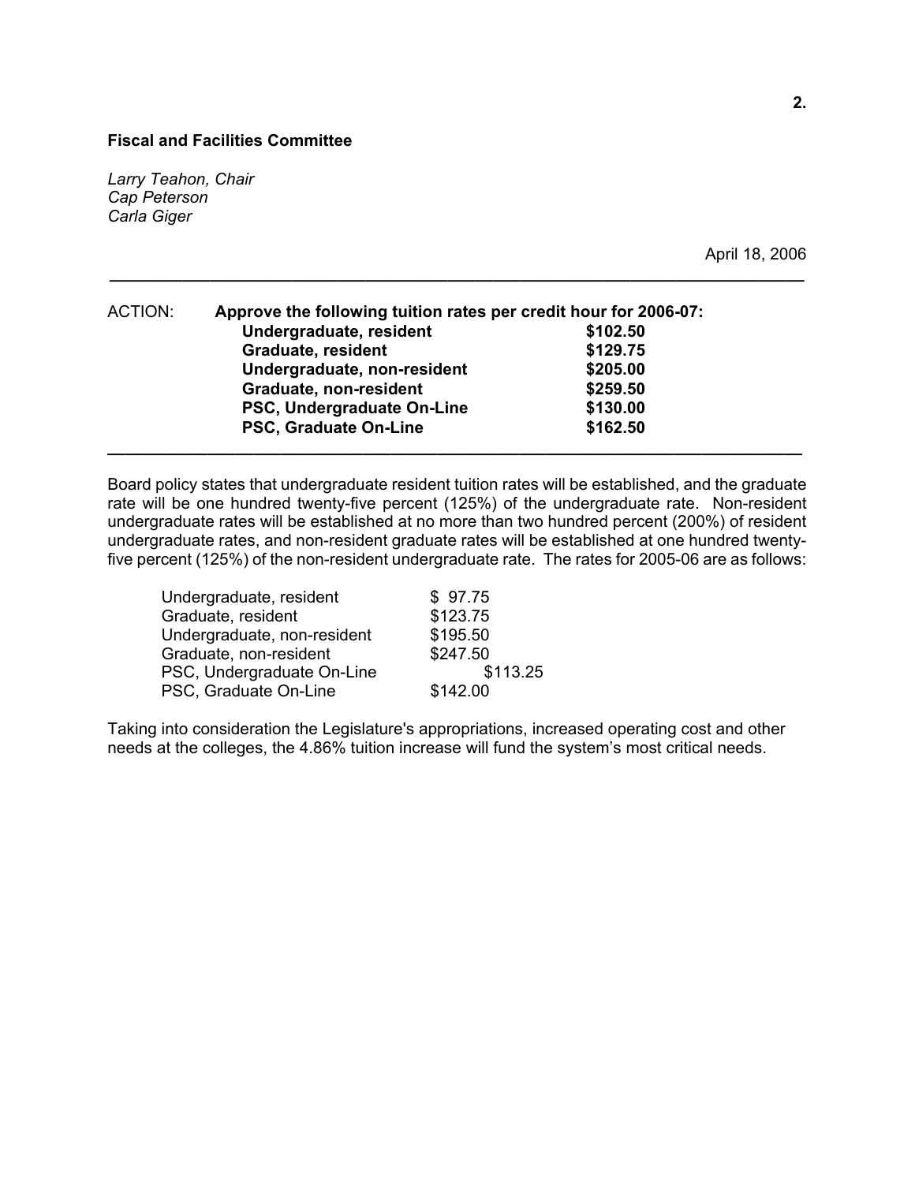**Fiscal and Facilities Committee**

*Larry Teahon, Chair*
*Cap Peterson*
*Carla Giger*

April 18, 2006

---

ACTION: **Approve the following tuition rates per credit hour for 2006-07:**

| | |
|---|---|
| **Undergraduate, resident** | **$102.50** |
| **Graduate, resident** | **$129.75** |
| **Undergraduate, non-resident** | **$205.00** |
| **Graduate, non-resident** | **$259.50** |
| **PSC, Undergraduate On-Line** | **$130.00** |
| **PSC, Graduate On-Line** | **$162.50** |

---

Board policy states that undergraduate resident tuition rates will be established, and the graduate rate will be one hundred twenty-five percent (125%) of the undergraduate rate. Non-resident undergraduate rates will be established at no more than two hundred percent (200%) of resident undergraduate rates, and non-resident graduate rates will be established at one hundred twenty-five percent (125%) of the non-resident undergraduate rate. The rates for 2005-06 are as follows:

| | |
|---|---|
| Undergraduate, resident | $ 97.75 |
| Graduate, resident | $123.75 |
| Undergraduate, non-resident | $195.50 |
| Graduate, non-resident | $247.50 |
| PSC, Undergraduate On-Line | $113.25 |
| PSC, Graduate On-Line | $142.00 |

Taking into consideration the Legislature's appropriations, increased operating cost and other needs at the colleges, the 4.86% tuition increase will fund the system's most critical needs.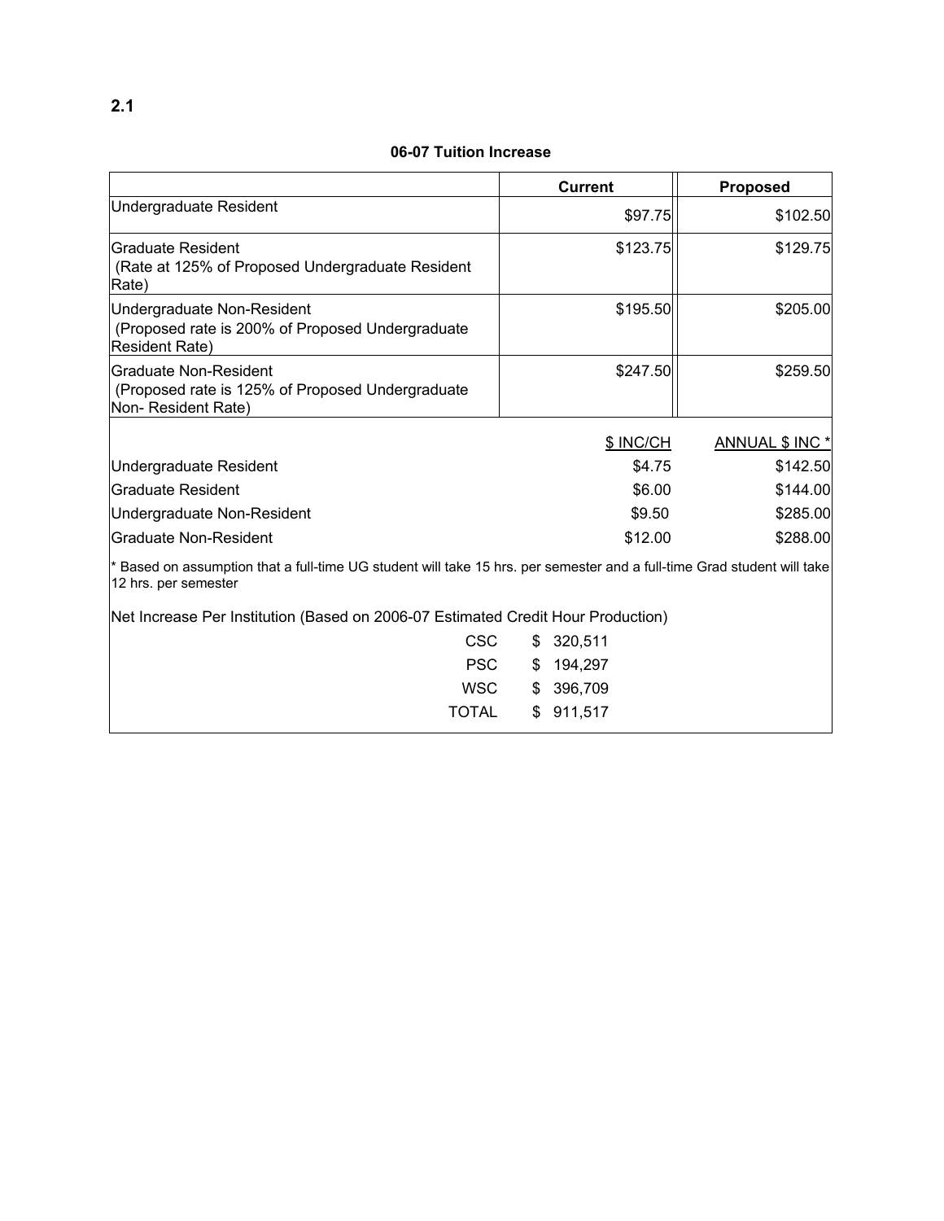## 2.1

**06-07 Tuition Increase**

| | Current | Proposed |
|---|---|---|
| Undergraduate Resident | $97.75 | $102.50 |
| Graduate Resident (Rate at 125% of Proposed Undergraduate Resident Rate) | $123.75 | $129.75 |
| Undergraduate Non-Resident (Proposed rate is 200% of Proposed Undergraduate Resident Rate) | $195.50 | $205.00 |
| Graduate Non-Resident (Proposed rate is 125% of Proposed Undergraduate Non- Resident Rate) | $247.50 | $259.50 |

| | $ INC/CH | ANNUAL $ INC * |
|---|---|---|
| Undergraduate Resident | $4.75 | $142.50 |
| Graduate Resident | $6.00 | $144.00 |
| Undergraduate Non-Resident | $9.50 | $285.00 |
| Graduate Non-Resident | $12.00 | $288.00 |

* Based on assumption that a full-time UG student will take 15 hrs. per semester and a full-time Grad student will take 12 hrs. per semester

Net Increase Per Institution (Based on 2006-07 Estimated Credit Hour Production)

| | |
|---|---|
| CSC | $ 320,511 |
| PSC | $ 194,297 |
| WSC | $ 396,709 |
| TOTAL | $ 911,517 |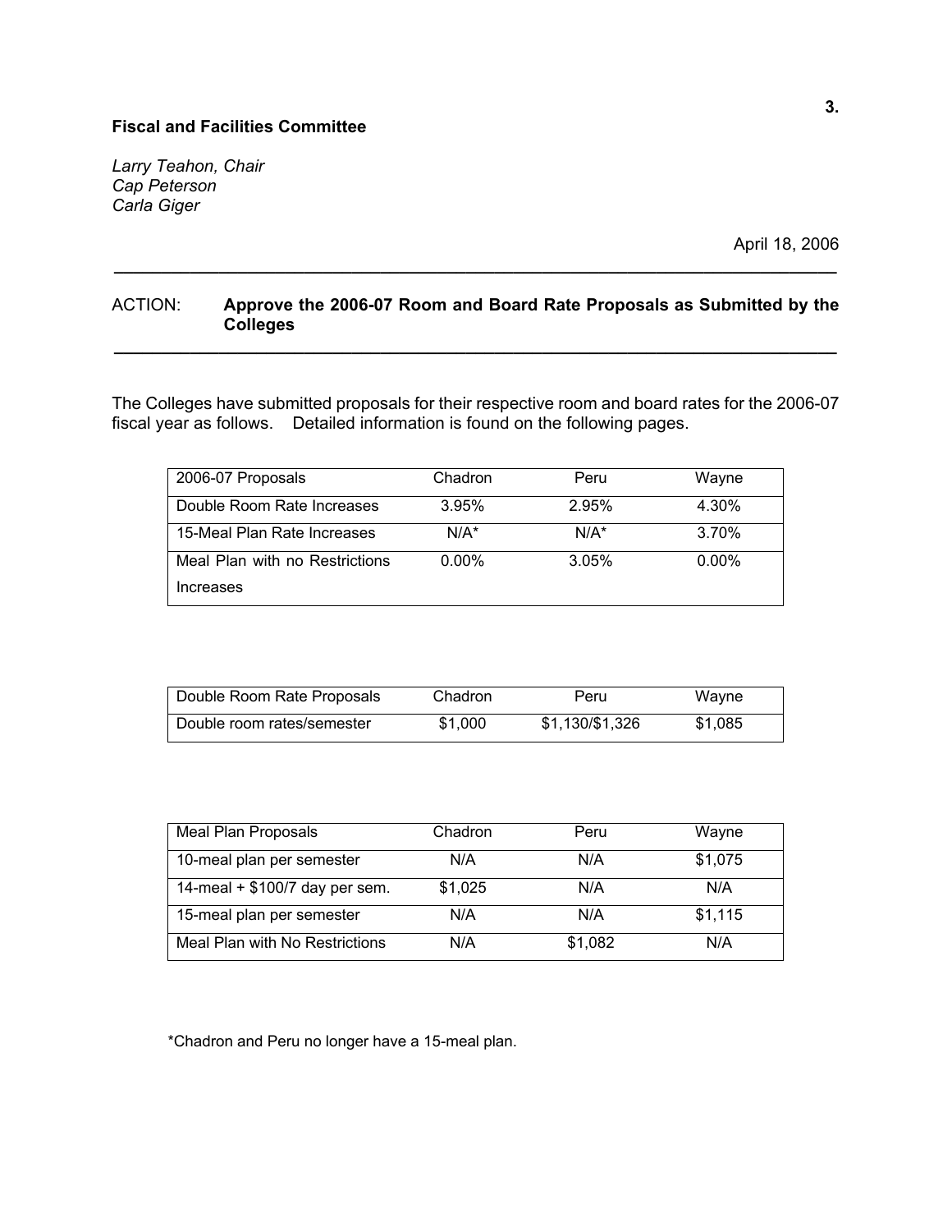**Fiscal and Facilities Committee**

*Larry Teahon, Chair*
*Cap Peterson*
*Carla Giger*

April 18, 2006

---

ACTION: **Approve the 2006-07 Room and Board Rate Proposals as Submitted by the Colleges**

---

The Colleges have submitted proposals for their respective room and board rates for the 2006-07 fiscal year as follows. Detailed information is found on the following pages.

| 2006-07 Proposals | Chadron | Peru | Wayne |
|---|---|---|---|
| Double Room Rate Increases | 3.95% | 2.95% | 4.30% |
| 15-Meal Plan Rate Increases | N/A* | N/A* | 3.70% |
| Meal Plan with no Restrictions Increases | 0.00% | 3.05% | 0.00% |

| Double Room Rate Proposals | Chadron | Peru | Wayne |
|---|---|---|---|
| Double room rates/semester | $1,000 | $1,130/$1,326 | $1,085 |

| Meal Plan Proposals | Chadron | Peru | Wayne |
|---|---|---|---|
| 10-meal plan per semester | N/A | N/A | $1,075 |
| 14-meal + $100/7 day per sem. | $1,025 | N/A | N/A |
| 15-meal plan per semester | N/A | N/A | $1,115 |
| Meal Plan with No Restrictions | N/A | $1,082 | N/A |

*Chadron and Peru no longer have a 15-meal plan.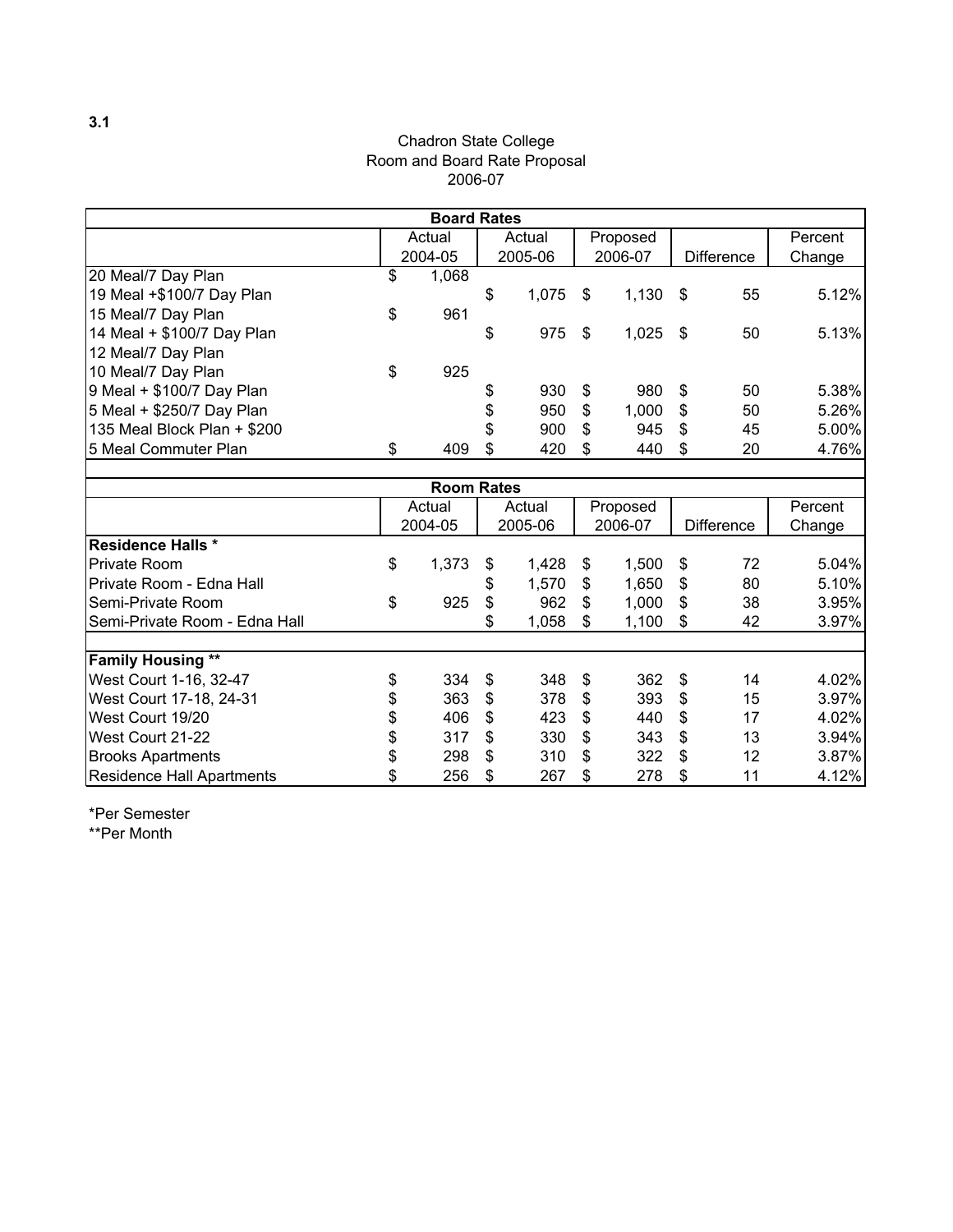3.1

Chadron State College
Room and Board Rate Proposal
2006-07

| Board Rates | | | | | |
|---|---|---|---|---|---|
| | Actual 2004-05 | Actual 2005-06 | Proposed 2006-07 | Difference | Percent Change |
| 20 Meal/7 Day Plan | $ 1,068 | | | | |
| 19 Meal +$100/7 Day Plan | | $ 1,075 | $ 1,130 | $ 55 | 5.12% |
| 15 Meal/7 Day Plan | $ 961 | | | | |
| 14 Meal + $100/7 Day Plan | | $ 975 | $ 1,025 | $ 50 | 5.13% |
| 12 Meal/7 Day Plan | | | | | |
| 10 Meal/7 Day Plan | $ 925 | | | | |
| 9 Meal + $100/7 Day Plan | | $ 930 | $ 980 | $ 50 | 5.38% |
| 5 Meal + $250/7 Day Plan | | $ 950 | $ 1,000 | $ 50 | 5.26% |
| 135 Meal Block Plan + $200 | | $ 900 | $ 945 | $ 45 | 5.00% |
| 5 Meal Commuter Plan | $ 409 | $ 420 | $ 440 | $ 20 | 4.76% |

| Room Rates | | | | | |
|---|---|---|---|---|---|
| | Actual 2004-05 | Actual 2005-06 | Proposed 2006-07 | Difference | Percent Change |
| **Residence Halls *** | | | | | |
| Private Room | $ 1,373 | $ 1,428 | $ 1,500 | $ 72 | 5.04% |
| Private Room - Edna Hall | | $ 1,570 | $ 1,650 | $ 80 | 5.10% |
| Semi-Private Room | $ 925 | $ 962 | $ 1,000 | $ 38 | 3.95% |
| Semi-Private Room - Edna Hall | | $ 1,058 | $ 1,100 | $ 42 | 3.97% |
| | | | | | |
| **Family Housing **** | | | | | |
| West Court 1-16, 32-47 | $ 334 | $ 348 | $ 362 | $ 14 | 4.02% |
| West Court 17-18, 24-31 | $ 363 | $ 378 | $ 393 | $ 15 | 3.97% |
| West Court 19/20 | $ 406 | $ 423 | $ 440 | $ 17 | 4.02% |
| West Court 21-22 | $ 317 | $ 330 | $ 343 | $ 13 | 3.94% |
| Brooks Apartments | $ 298 | $ 310 | $ 322 | $ 12 | 3.87% |
| Residence Hall Apartments | $ 256 | $ 267 | $ 278 | $ 11 | 4.12% |

*Per Semester
**Per Month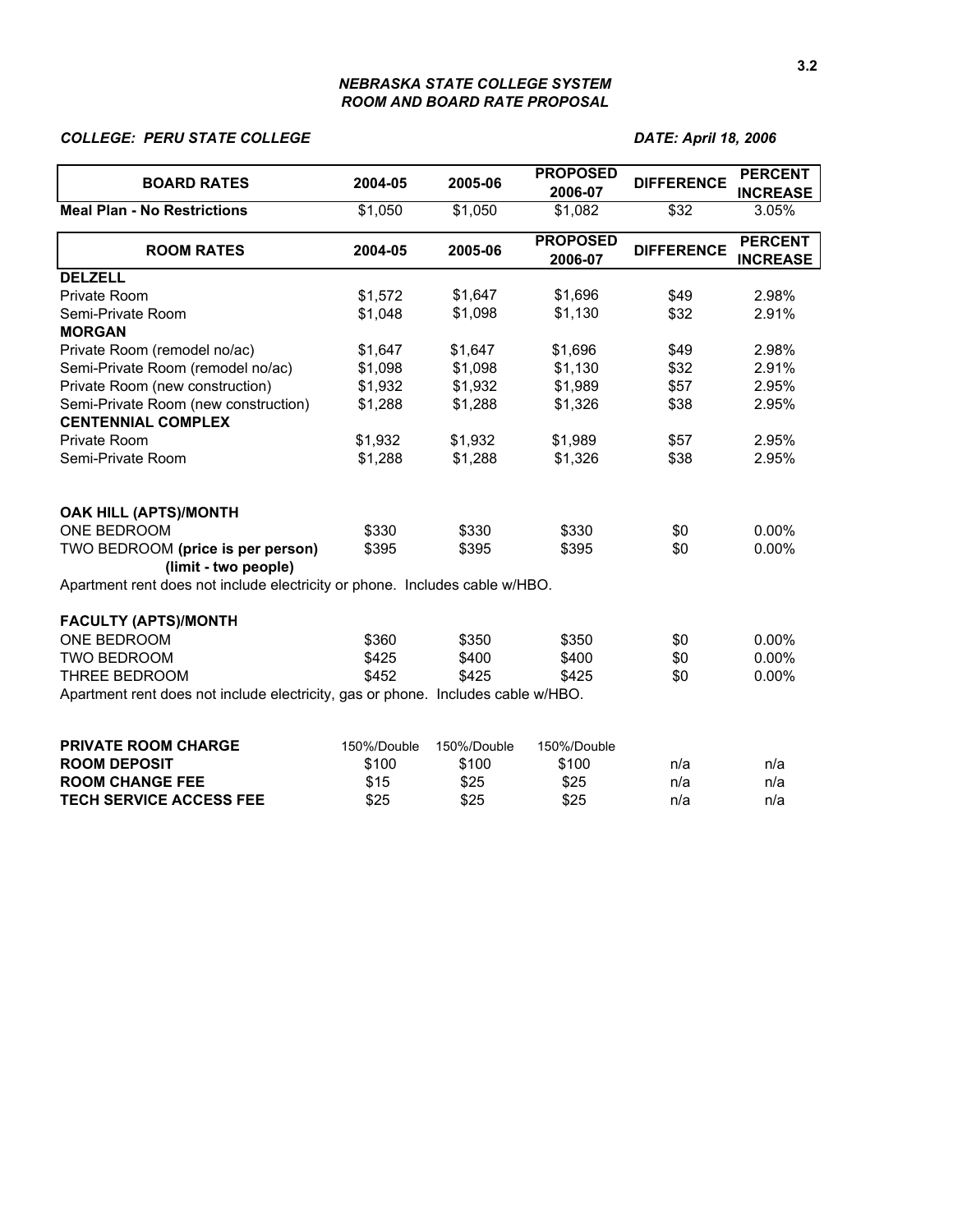### *NEBRASKA STATE COLLEGE SYSTEM*
### *ROOM AND BOARD RATE PROPOSAL*

***COLLEGE: PERU STATE COLLEGE*** ***DATE: April 18, 2006***

| BOARD RATES | 2004-05 | 2005-06 | PROPOSED 2006-07 | DIFFERENCE | PERCENT INCREASE |
|---|---|---|---|---|---|
| **Meal Plan - No Restrictions** | $1,050 | $1,050 | $1,082 | $32 | 3.05% |

| ROOM RATES | 2004-05 | 2005-06 | PROPOSED 2006-07 | DIFFERENCE | PERCENT INCREASE |
|---|---|---|---|---|---|
| **DELZELL** | | | | | |
| Private Room | $1,572 | $1,647 | $1,696 | $49 | 2.98% |
| Semi-Private Room | $1,048 | $1,098 | $1,130 | $32 | 2.91% |
| **MORGAN** | | | | | |
| Private Room (remodel no/ac) | $1,647 | $1,647 | $1,696 | $49 | 2.98% |
| Semi-Private Room (remodel no/ac) | $1,098 | $1,098 | $1,130 | $32 | 2.91% |
| Private Room (new construction) | $1,932 | $1,932 | $1,989 | $57 | 2.95% |
| Semi-Private Room (new construction) | $1,288 | $1,288 | $1,326 | $38 | 2.95% |
| **CENTENNIAL COMPLEX** | | | | | |
| Private Room | $1,932 | $1,932 | $1,989 | $57 | 2.95% |
| Semi-Private Room | $1,288 | $1,288 | $1,326 | $38 | 2.95% |
| **OAK HILL (APTS)/MONTH** | | | | | |
| ONE BEDROOM | $330 | $330 | $330 | $0 | 0.00% |
| TWO BEDROOM **(price is per person) (limit - two people)** | $395 | $395 | $395 | $0 | 0.00% |

Apartment rent does not include electricity or phone. Includes cable w/HBO.

| | 2004-05 | 2005-06 | PROPOSED 2006-07 | DIFFERENCE | PERCENT INCREASE |
|---|---|---|---|---|---|
| **FACULTY (APTS)/MONTH** | | | | | |
| ONE BEDROOM | $360 | $350 | $350 | $0 | 0.00% |
| TWO BEDROOM | $425 | $400 | $400 | $0 | 0.00% |
| THREE BEDROOM | $452 | $425 | $425 | $0 | 0.00% |

Apartment rent does not include electricity, gas or phone. Includes cable w/HBO.

| | 2004-05 | 2005-06 | PROPOSED 2006-07 | DIFFERENCE | PERCENT INCREASE |
|---|---|---|---|---|---|
| **PRIVATE ROOM CHARGE** | 150%/Double | 150%/Double | 150%/Double | | |
| **ROOM DEPOSIT** | $100 | $100 | $100 | n/a | n/a |
| **ROOM CHANGE FEE** | $15 | $25 | $25 | n/a | n/a |
| **TECH SERVICE ACCESS FEE** | $25 | $25 | $25 | n/a | n/a |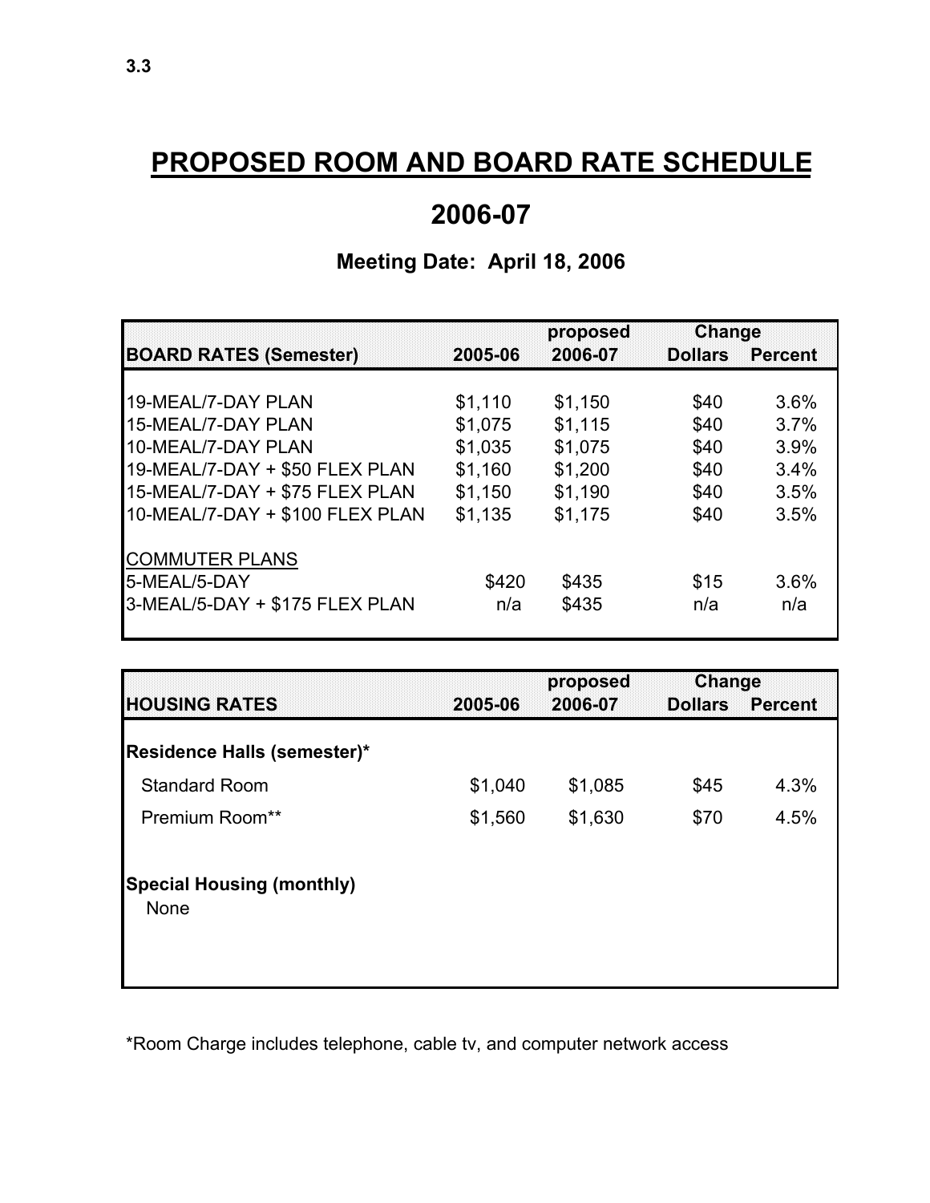3.3

# PROPOSED ROOM AND BOARD RATE SCHEDULE

# 2006-07

### Meeting Date: April 18, 2006

| BOARD RATES (Semester) | 2005-06 | proposed 2006-07 | Change Dollars | Change Percent |
|---|---|---|---|---|
| 19-MEAL/7-DAY PLAN | $1,110 | $1,150 | $40 | 3.6% |
| 15-MEAL/7-DAY PLAN | $1,075 | $1,115 | $40 | 3.7% |
| 10-MEAL/7-DAY PLAN | $1,035 | $1,075 | $40 | 3.9% |
| 19-MEAL/7-DAY + $50 FLEX PLAN | $1,160 | $1,200 | $40 | 3.4% |
| 15-MEAL/7-DAY + $75 FLEX PLAN | $1,150 | $1,190 | $40 | 3.5% |
| 10-MEAL/7-DAY + $100 FLEX PLAN | $1,135 | $1,175 | $40 | 3.5% |
| COMMUTER PLANS | | | | |
| 5-MEAL/5-DAY | $420 | $435 | $15 | 3.6% |
| 3-MEAL/5-DAY + $175 FLEX PLAN | n/a | $435 | n/a | n/a |

| HOUSING RATES | 2005-06 | proposed 2006-07 | Change Dollars | Change Percent |
|---|---|---|---|---|
| **Residence Halls (semester)*** | | | | |
| Standard Room | $1,040 | $1,085 | $45 | 4.3% |
| Premium Room** | $1,560 | $1,630 | $70 | 4.5% |
| **Special Housing (monthly)** | | | | |
| None | | | | |

*Room Charge includes telephone, cable tv, and computer network access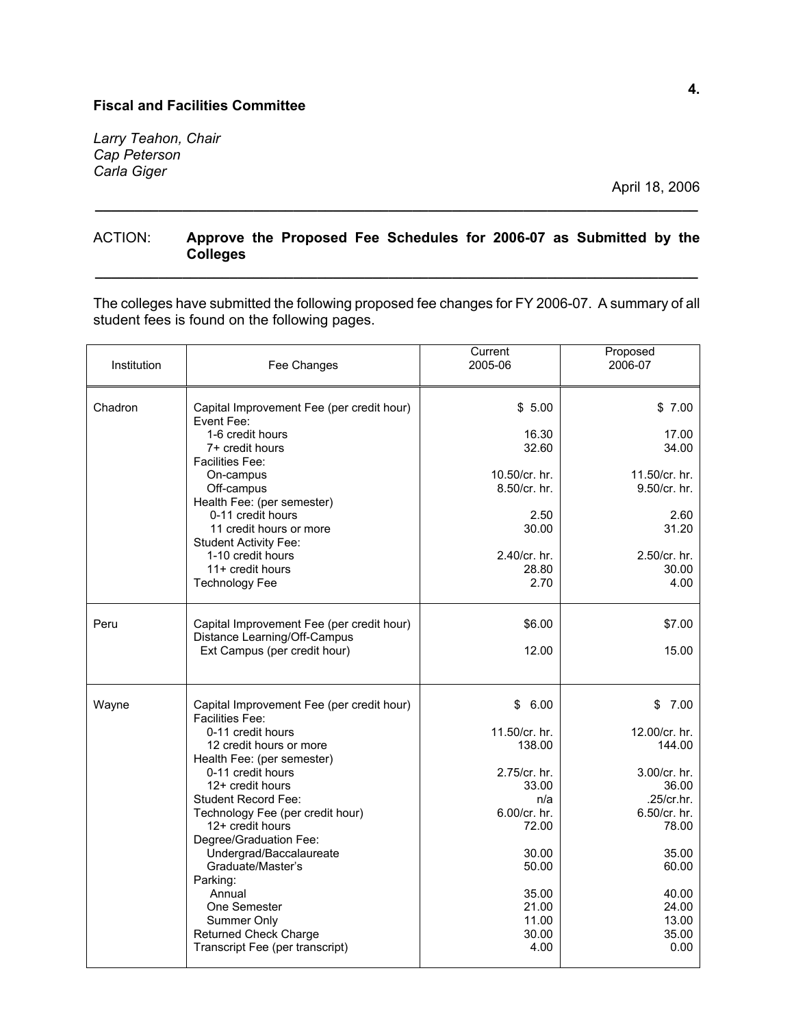**Fiscal and Facilities Committee**

*Larry Teahon, Chair*
*Cap Peterson*
*Carla Giger*

April 18, 2006

---

ACTION: **Approve the Proposed Fee Schedules for 2006-07 as Submitted by the Colleges**

---

The colleges have submitted the following proposed fee changes for FY 2006-07. A summary of all student fees is found on the following pages.

| Institution | Fee Changes | Current 2005-06 | Proposed 2006-07 |
|---|---|---|---|
| Chadron | Capital Improvement Fee (per credit hour) | $ 5.00 | $ 7.00 |
| | Event Fee: | | |
| | 1-6 credit hours | 16.30 | 17.00 |
| | 7+ credit hours | 32.60 | 34.00 |
| | Facilities Fee: | | |
| | On-campus | 10.50/cr. hr. | 11.50/cr. hr. |
| | Off-campus | 8.50/cr. hr. | 9.50/cr. hr. |
| | Health Fee: (per semester) | | |
| | 0-11 credit hours | 2.50 | 2.60 |
| | 11 credit hours or more | 30.00 | 31.20 |
| | Student Activity Fee: | | |
| | 1-10 credit hours | 2.40/cr. hr. | 2.50/cr. hr. |
| | 11+ credit hours | 28.80 | 30.00 |
| | Technology Fee | 2.70 | 4.00 |
| Peru | Capital Improvement Fee (per credit hour) | $6.00 | $7.00 |
| | Distance Learning/Off-Campus | | |
| | Ext Campus (per credit hour) | 12.00 | 15.00 |
| Wayne | Capital Improvement Fee (per credit hour) | $ 6.00 | $ 7.00 |
| | Facilities Fee: | | |
| | 0-11 credit hours | 11.50/cr. hr. | 12.00/cr. hr. |
| | 12 credit hours or more | 138.00 | 144.00 |
| | Health Fee: (per semester) | | |
| | 0-11 credit hours | 2.75/cr. hr. | 3.00/cr. hr. |
| | 12+ credit hours | 33.00 | 36.00 |
| | Student Record Fee: | n/a | .25/cr.hr. |
| | Technology Fee (per credit hour) | 6.00/cr. hr. | 6.50/cr. hr. |
| | 12+ credit hours | 72.00 | 78.00 |
| | Degree/Graduation Fee: | | |
| | Undergrad/Baccalaureate | 30.00 | 35.00 |
| | Graduate/Master's | 50.00 | 60.00 |
| | Parking: | | |
| | Annual | 35.00 | 40.00 |
| | One Semester | 21.00 | 24.00 |
| | Summer Only | 11.00 | 13.00 |
| | Returned Check Charge | 30.00 | 35.00 |
| | Transcript Fee (per transcript) | 4.00 | 0.00 |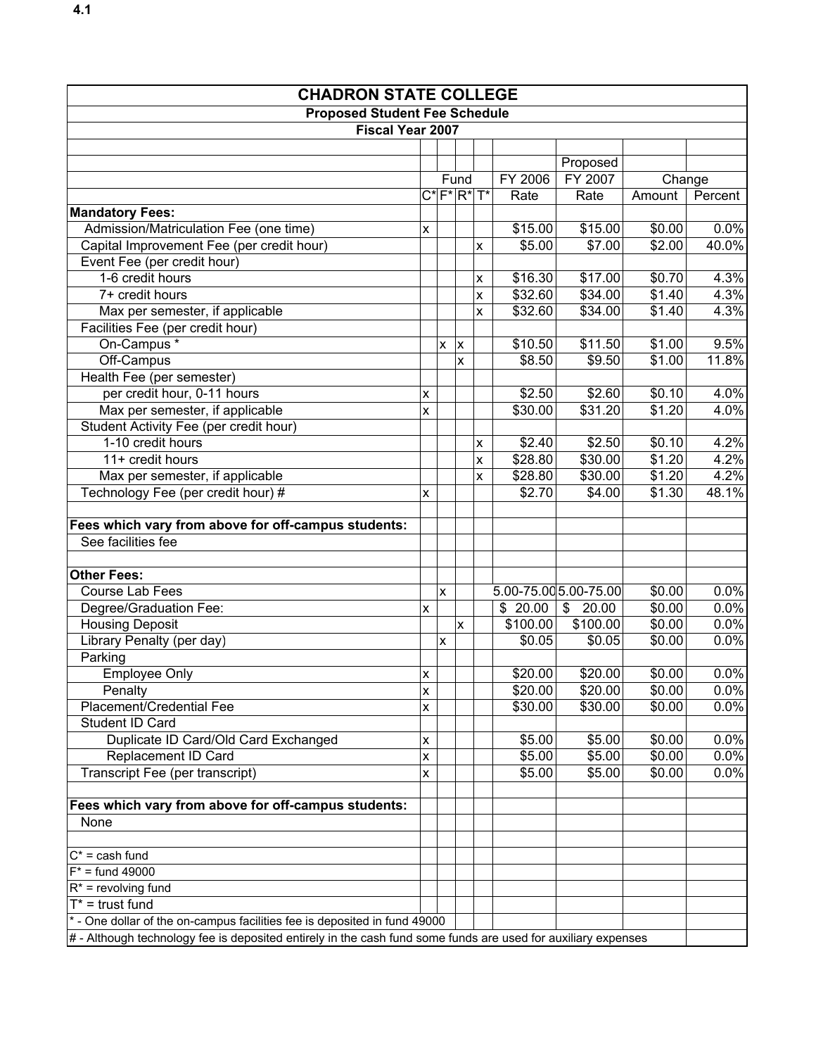4.1

# CHADRON STATE COLLEGE

## Proposed Student Fee Schedule

### Fiscal Year 2007

| | Fund | | | | FY 2006 | Proposed FY 2007 | Change | |
|---|---|---|---|---|---|---|---|---|
| | C* | F* | R* | T* | Rate | Rate | Amount | Percent |
| **Mandatory Fees:** | | | | | | | | |
| Admission/Matriculation Fee (one time) | x | | | | $15.00 | $15.00 | $0.00 | 0.0% |
| Capital Improvement Fee (per credit hour) | | | | x | $5.00 | $7.00 | $2.00 | 40.0% |
| Event Fee (per credit hour) | | | | | | | | |
| 1-6 credit hours | | | | x | $16.30 | $17.00 | $0.70 | 4.3% |
| 7+ credit hours | | | | x | $32.60 | $34.00 | $1.40 | 4.3% |
| Max per semester, if applicable | | | | x | $32.60 | $34.00 | $1.40 | 4.3% |
| Facilities Fee (per credit hour) | | | | | | | | |
| On-Campus * | | x | x | | $10.50 | $11.50 | $1.00 | 9.5% |
| Off-Campus | | | x | | $8.50 | $9.50 | $1.00 | 11.8% |
| Health Fee (per semester) | | | | | | | | |
| per credit hour, 0-11 hours | x | | | | $2.50 | $2.60 | $0.10 | 4.0% |
| Max per semester, if applicable | x | | | | $30.00 | $31.20 | $1.20 | 4.0% |
| Student Activity Fee (per credit hour) | | | | | | | | |
| 1-10 credit hours | | | | x | $2.40 | $2.50 | $0.10 | 4.2% |
| 11+ credit hours | | | | x | $28.80 | $30.00 | $1.20 | 4.2% |
| Max per semester, if applicable | | | | x | $28.80 | $30.00 | $1.20 | 4.2% |
| Technology Fee (per credit hour) # | x | | | | $2.70 | $4.00 | $1.30 | 48.1% |
| | | | | | | | | |
| **Fees which vary from above for off-campus students:** | | | | | | | | |
| See facilities fee | | | | | | | | |
| | | | | | | | | |
| **Other Fees:** | | | | | | | | |
| Course Lab Fees | | x | | | 5.00-75.00 | 5.00-75.00 | $0.00 | 0.0% |
| Degree/Graduation Fee: | x | | | | $ 20.00 | $ 20.00 | $0.00 | 0.0% |
| Housing Deposit | | | x | | $100.00 | $100.00 | $0.00 | 0.0% |
| Library Penalty (per day) | | x | | | $0.05 | $0.05 | $0.00 | 0.0% |
| Parking | | | | | | | | |
| Employee Only | x | | | | $20.00 | $20.00 | $0.00 | 0.0% |
| Penalty | x | | | | $20.00 | $20.00 | $0.00 | 0.0% |
| Placement/Credential Fee | x | | | | $30.00 | $30.00 | $0.00 | 0.0% |
| Student ID Card | | | | | | | | |
| Duplicate ID Card/Old Card Exchanged | x | | | | $5.00 | $5.00 | $0.00 | 0.0% |
| Replacement ID Card | x | | | | $5.00 | $5.00 | $0.00 | 0.0% |
| Transcript Fee (per transcript) | x | | | | $5.00 | $5.00 | $0.00 | 0.0% |
| | | | | | | | | |
| **Fees which vary from above for off-campus students:** | | | | | | | | |
| None | | | | | | | | |

C* = cash fund
F* = fund 49000
R* = revolving fund
T* = trust fund

* - One dollar of the on-campus facilities fee is deposited in fund 49000

# - Although technology fee is deposited entirely in the cash fund some funds are used for auxiliary expenses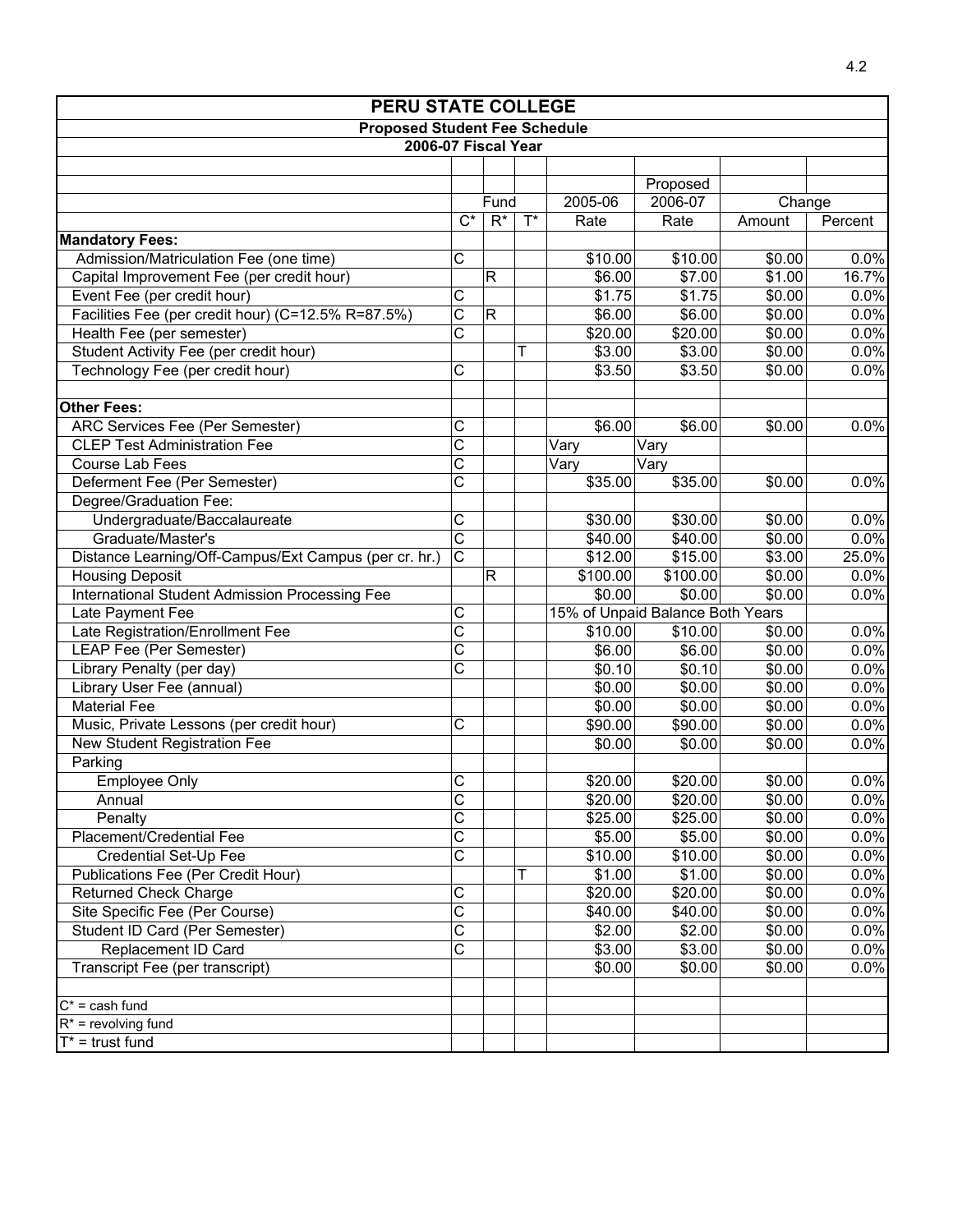# PERU STATE COLLEGE

## Proposed Student Fee Schedule

### 2006-07 Fiscal Year

| | Fund | | | 2005-06 | Proposed 2006-07 | Change | |
|---|---|---|---|---|---|---|---|
| | C* | R* | T* | Rate | Rate | Amount | Percent |
| **Mandatory Fees:** | | | | | | | |
| Admission/Matriculation Fee (one time) | C | | | $10.00 | $10.00 | $0.00 | 0.0% |
| Capital Improvement Fee (per credit hour) | | R | | $6.00 | $7.00 | $1.00 | 16.7% |
| Event Fee (per credit hour) | C | | | $1.75 | $1.75 | $0.00 | 0.0% |
| Facilities Fee (per credit hour) (C=12.5% R=87.5%) | C | R | | $6.00 | $6.00 | $0.00 | 0.0% |
| Health Fee (per semester) | C | | | $20.00 | $20.00 | $0.00 | 0.0% |
| Student Activity Fee (per credit hour) | | | T | $3.00 | $3.00 | $0.00 | 0.0% |
| Technology Fee (per credit hour) | C | | | $3.50 | $3.50 | $0.00 | 0.0% |
| | | | | | | | |
| **Other Fees:** | | | | | | | |
| ARC Services Fee (Per Semester) | C | | | $6.00 | $6.00 | $0.00 | 0.0% |
| CLEP Test Administration Fee | C | | | Vary | Vary | | |
| Course Lab Fees | C | | | Vary | Vary | | |
| Deferment Fee (Per Semester) | C | | | $35.00 | $35.00 | $0.00 | 0.0% |
| Degree/Graduation Fee: | | | | | | | |
| Undergraduate/Baccalaureate | C | | | $30.00 | $30.00 | $0.00 | 0.0% |
| Graduate/Master's | C | | | $40.00 | $40.00 | $0.00 | 0.0% |
| Distance Learning/Off-Campus/Ext Campus (per cr. hr.) | C | | | $12.00 | $15.00 | $3.00 | 25.0% |
| Housing Deposit | | R | | $100.00 | $100.00 | $0.00 | 0.0% |
| International Student Admission Processing Fee | | | | $0.00 | $0.00 | $0.00 | 0.0% |
| Late Payment Fee | C | | | 15% of Unpaid Balance Both Years | | | |
| Late Registration/Enrollment Fee | C | | | $10.00 | $10.00 | $0.00 | 0.0% |
| LEAP Fee (Per Semester) | C | | | $6.00 | $6.00 | $0.00 | 0.0% |
| Library Penalty (per day) | C | | | $0.10 | $0.10 | $0.00 | 0.0% |
| Library User Fee (annual) | | | | $0.00 | $0.00 | $0.00 | 0.0% |
| Material Fee | | | | $0.00 | $0.00 | $0.00 | 0.0% |
| Music, Private Lessons (per credit hour) | C | | | $90.00 | $90.00 | $0.00 | 0.0% |
| New Student Registration Fee | | | | $0.00 | $0.00 | $0.00 | 0.0% |
| Parking | | | | | | | |
| Employee Only | C | | | $20.00 | $20.00 | $0.00 | 0.0% |
| Annual | C | | | $20.00 | $20.00 | $0.00 | 0.0% |
| Penalty | C | | | $25.00 | $25.00 | $0.00 | 0.0% |
| Placement/Credential Fee | C | | | $5.00 | $5.00 | $0.00 | 0.0% |
| Credential Set-Up Fee | C | | | $10.00 | $10.00 | $0.00 | 0.0% |
| Publications Fee (Per Credit Hour) | | | T | $1.00 | $1.00 | $0.00 | 0.0% |
| Returned Check Charge | C | | | $20.00 | $20.00 | $0.00 | 0.0% |
| Site Specific Fee (Per Course) | C | | | $40.00 | $40.00 | $0.00 | 0.0% |
| Student ID Card (Per Semester) | C | | | $2.00 | $2.00 | $0.00 | 0.0% |
| Replacement ID Card | C | | | $3.00 | $3.00 | $0.00 | 0.0% |
| Transcript Fee (per transcript) | | | | $0.00 | $0.00 | $0.00 | 0.0% |

C* = cash fund
R* = revolving fund
T* = trust fund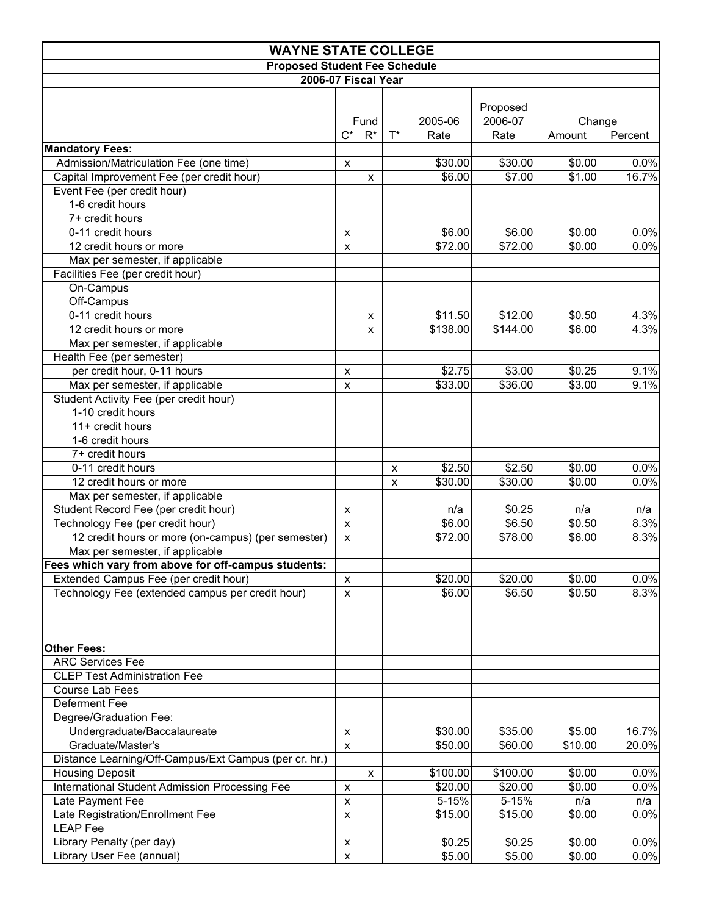# WAYNE STATE COLLEGE

## Proposed Student Fee Schedule

### 2006-07 Fiscal Year

| | Fund | | | 2005-06 | Proposed 2006-07 | Change | |
|---|---|---|---|---|---|---|---|
| | C* | R* | T* | Rate | Rate | Amount | Percent |
| **Mandatory Fees:** | | | | | | | |
| Admission/Matriculation Fee (one time) | x | | | $30.00 | $30.00 | $0.00 | 0.0% |
| Capital Improvement Fee (per credit hour) | | x | | $6.00 | $7.00 | $1.00 | 16.7% |
| Event Fee (per credit hour) | | | | | | | |
| 1-6 credit hours | | | | | | | |
| 7+ credit hours | | | | | | | |
| 0-11 credit hours | x | | | $6.00 | $6.00 | $0.00 | 0.0% |
| 12 credit hours or more | x | | | $72.00 | $72.00 | $0.00 | 0.0% |
| Max per semester, if applicable | | | | | | | |
| Facilities Fee (per credit hour) | | | | | | | |
| On-Campus | | | | | | | |
| Off-Campus | | | | | | | |
| 0-11 credit hours | | x | | $11.50 | $12.00 | $0.50 | 4.3% |
| 12 credit hours or more | | x | | $138.00 | $144.00 | $6.00 | 4.3% |
| Max per semester, if applicable | | | | | | | |
| Health Fee (per semester) | | | | | | | |
| per credit hour, 0-11 hours | x | | | $2.75 | $3.00 | $0.25 | 9.1% |
| Max per semester, if applicable | x | | | $33.00 | $36.00 | $3.00 | 9.1% |
| Student Activity Fee (per credit hour) | | | | | | | |
| 1-10 credit hours | | | | | | | |
| 11+ credit hours | | | | | | | |
| 1-6 credit hours | | | | | | | |
| 7+ credit hours | | | | | | | |
| 0-11 credit hours | | | x | $2.50 | $2.50 | $0.00 | 0.0% |
| 12 credit hours or more | | | x | $30.00 | $30.00 | $0.00 | 0.0% |
| Max per semester, if applicable | | | | | | | |
| Student Record Fee (per credit hour) | x | | | n/a | $0.25 | n/a | n/a |
| Technology Fee (per credit hour) | x | | | $6.00 | $6.50 | $0.50 | 8.3% |
| 12 credit hours or more (on-campus) (per semester) | x | | | $72.00 | $78.00 | $6.00 | 8.3% |
| Max per semester, if applicable | | | | | | | |
| **Fees which vary from above for off-campus students:** | | | | | | | |
| Extended Campus Fee (per credit hour) | x | | | $20.00 | $20.00 | $0.00 | 0.0% |
| Technology Fee (extended campus per credit hour) | x | | | $6.00 | $6.50 | $0.50 | 8.3% |
| | | | | | | | |
| | | | | | | | |
| | | | | | | | |
| **Other Fees:** | | | | | | | |
| ARC Services Fee | | | | | | | |
| CLEP Test Administration Fee | | | | | | | |
| Course Lab Fees | | | | | | | |
| Deferment Fee | | | | | | | |
| Degree/Graduation Fee: | | | | | | | |
| Undergraduate/Baccalaureate | x | | | $30.00 | $35.00 | $5.00 | 16.7% |
| Graduate/Master's | x | | | $50.00 | $60.00 | $10.00 | 20.0% |
| Distance Learning/Off-Campus/Ext Campus (per cr. hr.) | | | | | | | |
| Housing Deposit | | x | | $100.00 | $100.00 | $0.00 | 0.0% |
| International Student Admission Processing Fee | x | | | $20.00 | $20.00 | $0.00 | 0.0% |
| Late Payment Fee | x | | | 5-15% | 5-15% | n/a | n/a |
| Late Registration/Enrollment Fee | x | | | $15.00 | $15.00 | $0.00 | 0.0% |
| LEAP Fee | | | | | | | |
| Library Penalty (per day) | x | | | $0.25 | $0.25 | $0.00 | 0.0% |
| Library User Fee (annual) | x | | | $5.00 | $5.00 | $0.00 | 0.0% |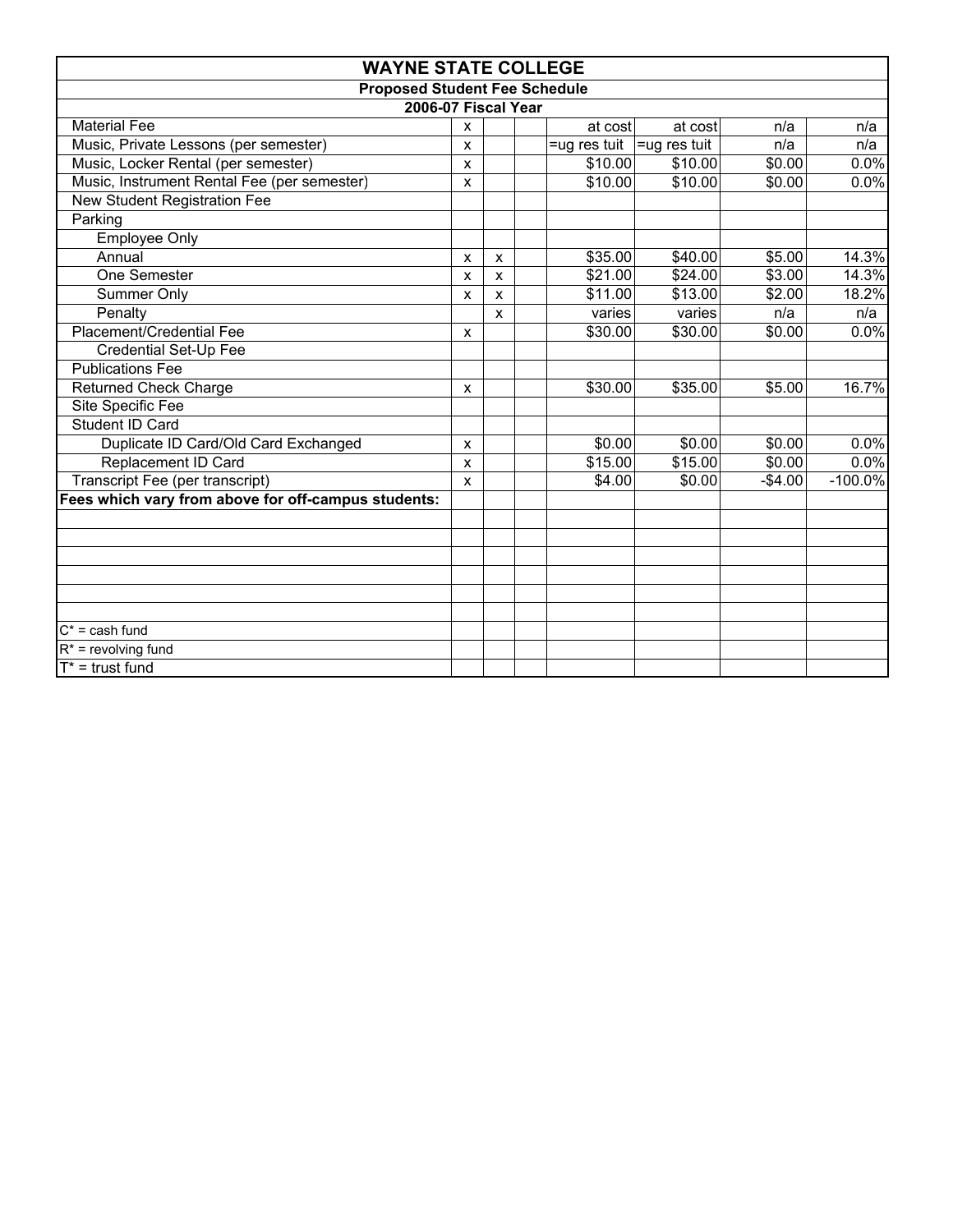| WAYNE STATE COLLEGE | | | | | | | |
|---|---|---|---|---|---|---|---|
| Proposed Student Fee Schedule | | | | | | | |
| 2006-07 Fiscal Year | | | | | | | |
| Material Fee | x | | | at cost | at cost | n/a | n/a |
| Music, Private Lessons (per semester) | x | | | =ug res tuit | =ug res tuit | n/a | n/a |
| Music, Locker Rental (per semester) | x | | | $10.00 | $10.00 | $0.00 | 0.0% |
| Music, Instrument Rental Fee (per semester) | x | | | $10.00 | $10.00 | $0.00 | 0.0% |
| New Student Registration Fee | | | | | | | |
| Parking | | | | | | | |
| Employee Only | | | | | | | |
| Annual | x | x | | $35.00 | $40.00 | $5.00 | 14.3% |
| One Semester | x | x | | $21.00 | $24.00 | $3.00 | 14.3% |
| Summer Only | x | x | | $11.00 | $13.00 | $2.00 | 18.2% |
| Penalty | | x | | varies | varies | n/a | n/a |
| Placement/Credential Fee | x | | | $30.00 | $30.00 | $0.00 | 0.0% |
| Credential Set-Up Fee | | | | | | | |
| Publications Fee | | | | | | | |
| Returned Check Charge | x | | | $30.00 | $35.00 | $5.00 | 16.7% |
| Site Specific Fee | | | | | | | |
| Student ID Card | | | | | | | |
| Duplicate ID Card/Old Card Exchanged | x | | | $0.00 | $0.00 | $0.00 | 0.0% |
| Replacement ID Card | x | | | $15.00 | $15.00 | $0.00 | 0.0% |
| Transcript Fee (per transcript) | x | | | $4.00 | $0.00 | -$4.00 | -100.0% |
| **Fees which vary from above for off-campus students:** | | | | | | | |
| | | | | | | | |
| | | | | | | | |
| | | | | | | | |
| | | | | | | | |
| | | | | | | | |
| | | | | | | | |
| C* = cash fund | | | | | | | |
| R* = revolving fund | | | | | | | |
| T* = trust fund | | | | | | | |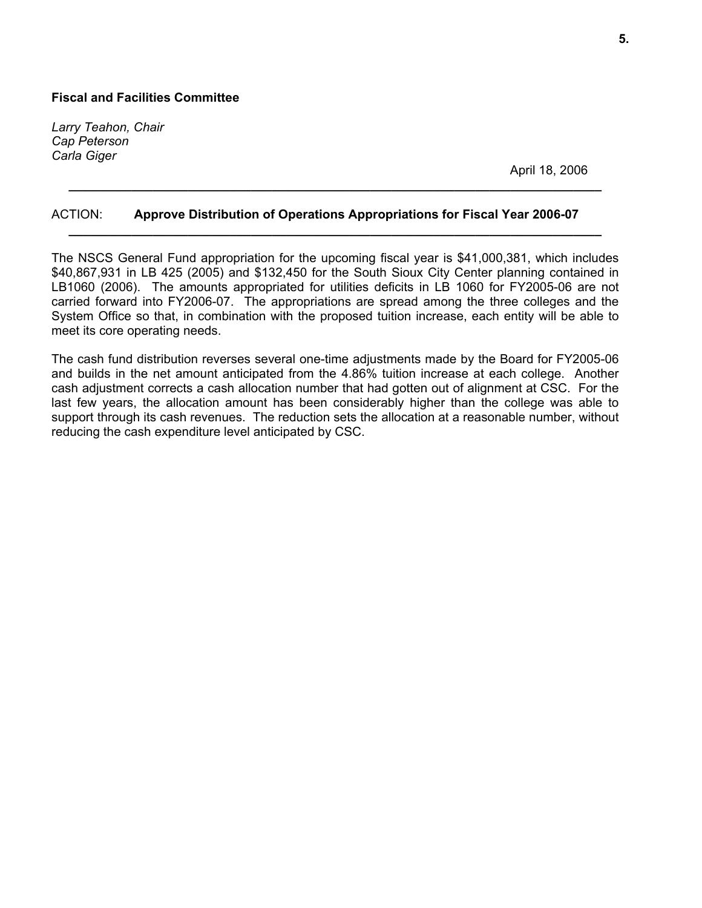**Fiscal and Facilities Committee**

*Larry Teahon, Chair*
*Cap Peterson*
*Carla Giger*

April 18, 2006

---

ACTION: **Approve Distribution of Operations Appropriations for Fiscal Year 2006-07**

---

The NSCS General Fund appropriation for the upcoming fiscal year is $41,000,381, which includes $40,867,931 in LB 425 (2005) and $132,450 for the South Sioux City Center planning contained in LB1060 (2006). The amounts appropriated for utilities deficits in LB 1060 for FY2005-06 are not carried forward into FY2006-07. The appropriations are spread among the three colleges and the System Office so that, in combination with the proposed tuition increase, each entity will be able to meet its core operating needs.

The cash fund distribution reverses several one-time adjustments made by the Board for FY2005-06 and builds in the net amount anticipated from the 4.86% tuition increase at each college. Another cash adjustment corrects a cash allocation number that had gotten out of alignment at CSC. For the last few years, the allocation amount has been considerably higher than the college was able to support through its cash revenues. The reduction sets the allocation at a reasonable number, without reducing the cash expenditure level anticipated by CSC.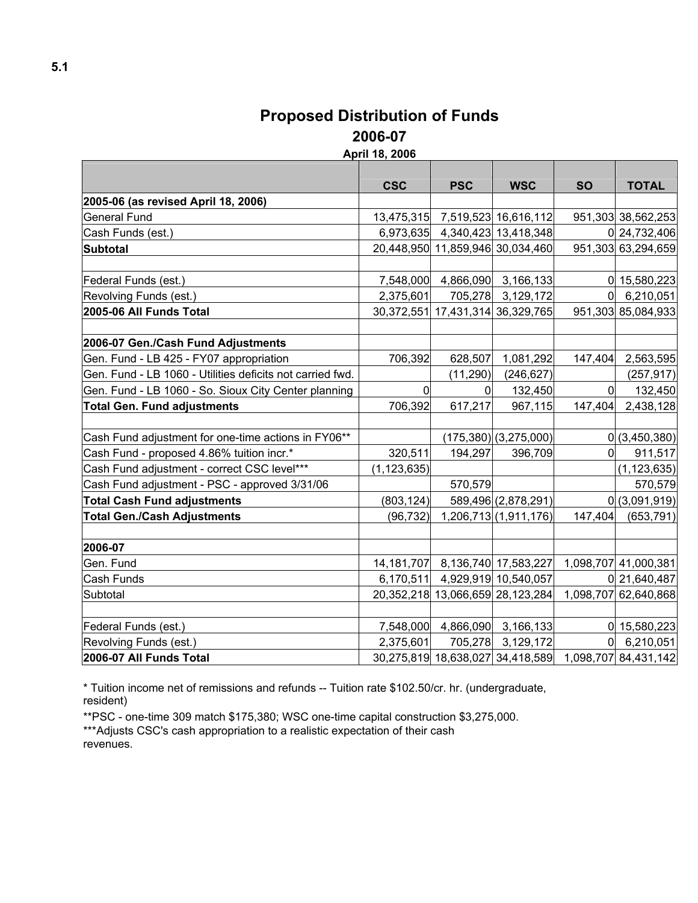5.1

# Proposed Distribution of Funds

## 2006-07

**April 18, 2006**

| | CSC | PSC | WSC | SO | TOTAL |
|---|---|---|---|---|---|
| **2005-06 (as revised April 18, 2006)** | | | | | |
| General Fund | 13,475,315 | 7,519,523 | 16,616,112 | 951,303 | 38,562,253 |
| Cash Funds (est.) | 6,973,635 | 4,340,423 | 13,418,348 | 0 | 24,732,406 |
| **Subtotal** | 20,448,950 | 11,859,946 | 30,034,460 | 951,303 | 63,294,659 |
| | | | | | |
| Federal Funds (est.) | 7,548,000 | 4,866,090 | 3,166,133 | 0 | 15,580,223 |
| Revolving Funds (est.) | 2,375,601 | 705,278 | 3,129,172 | 0 | 6,210,051 |
| **2005-06 All Funds Total** | 30,372,551 | 17,431,314 | 36,329,765 | 951,303 | 85,084,933 |
| | | | | | |
| **2006-07 Gen./Cash Fund Adjustments** | | | | | |
| Gen. Fund - LB 425 - FY07 appropriation | 706,392 | 628,507 | 1,081,292 | 147,404 | 2,563,595 |
| Gen. Fund - LB 1060 - Utilities deficits not carried fwd. | | (11,290) | (246,627) | | (257,917) |
| Gen. Fund - LB 1060 - So. Sioux City Center planning | 0 | 0 | 132,450 | 0 | 132,450 |
| **Total Gen. Fund adjustments** | 706,392 | 617,217 | 967,115 | 147,404 | 2,438,128 |
| | | | | | |
| Cash Fund adjustment for one-time actions in FY06** | | (175,380) | (3,275,000) | 0 | (3,450,380) |
| Cash Fund - proposed 4.86% tuition incr.* | 320,511 | 194,297 | 396,709 | 0 | 911,517 |
| Cash Fund adjustment - correct CSC level*** | (1,123,635) | | | | (1,123,635) |
| Cash Fund adjustment - PSC - approved 3/31/06 | | 570,579 | | | 570,579 |
| **Total Cash Fund adjustments** | (803,124) | 589,496 | (2,878,291) | 0 | (3,091,919) |
| **Total Gen./Cash Adjustments** | (96,732) | 1,206,713 | (1,911,176) | 147,404 | (653,791) |
| | | | | | |
| **2006-07** | | | | | |
| Gen. Fund | 14,181,707 | 8,136,740 | 17,583,227 | 1,098,707 | 41,000,381 |
| Cash Funds | 6,170,511 | 4,929,919 | 10,540,057 | 0 | 21,640,487 |
| Subtotal | 20,352,218 | 13,066,659 | 28,123,284 | 1,098,707 | 62,640,868 |
| | | | | | |
| Federal Funds (est.) | 7,548,000 | 4,866,090 | 3,166,133 | 0 | 15,580,223 |
| Revolving Funds (est.) | 2,375,601 | 705,278 | 3,129,172 | 0 | 6,210,051 |
| **2006-07 All Funds Total** | 30,275,819 | 18,638,027 | 34,418,589 | 1,098,707 | 84,431,142 |

* Tuition income net of remissions and refunds -- Tuition rate $102.50/cr. hr. (undergraduate, resident)

**PSC - one-time 309 match $175,380; WSC one-time capital construction $3,275,000.

***Adjusts CSC's cash appropriation to a realistic expectation of their cash revenues.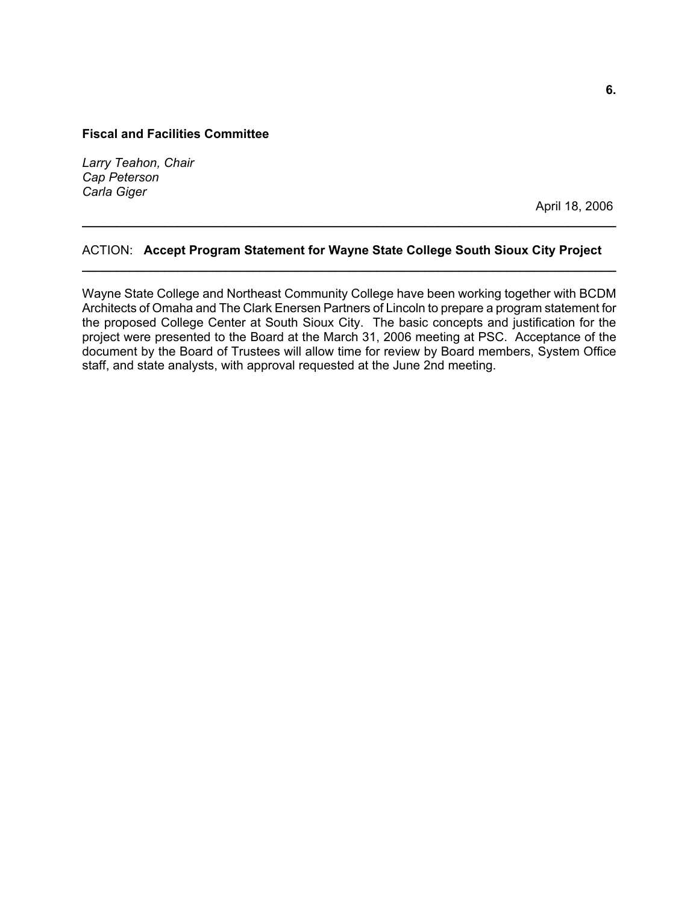6.

**Fiscal and Facilities Committee**

*Larry Teahon, Chair*
*Cap Peterson*
*Carla Giger*

April 18, 2006

---

ACTION: **Accept Program Statement for Wayne State College South Sioux City Project**

---

Wayne State College and Northeast Community College have been working together with BCDM Architects of Omaha and The Clark Enersen Partners of Lincoln to prepare a program statement for the proposed College Center at South Sioux City. The basic concepts and justification for the project were presented to the Board at the March 31, 2006 meeting at PSC. Acceptance of the document by the Board of Trustees will allow time for review by Board members, System Office staff, and state analysts, with approval requested at the June 2nd meeting.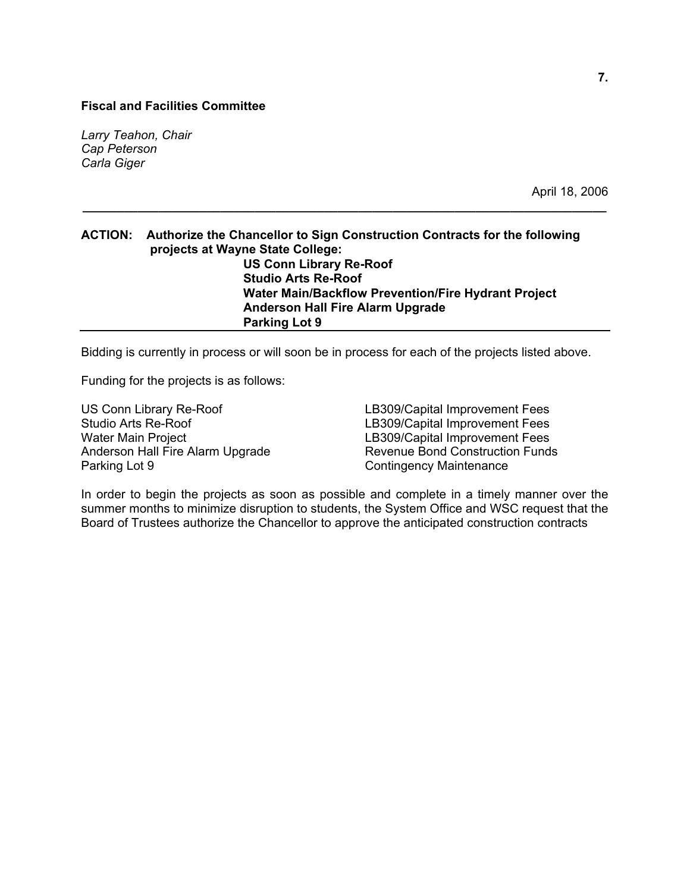**Fiscal and Facilities Committee**

*Larry Teahon, Chair*
*Cap Peterson*
*Carla Giger*

April 18, 2006

---

**ACTION: Authorize the Chancellor to Sign Construction Contracts for the following projects at Wayne State College:**
**US Conn Library Re-Roof**
**Studio Arts Re-Roof**
**Water Main/Backflow Prevention/Fire Hydrant Project**
**Anderson Hall Fire Alarm Upgrade**
**Parking Lot 9**

---

Bidding is currently in process or will soon be in process for each of the projects listed above.

Funding for the projects is as follows:

| | |
|---|---|
| US Conn Library Re-Roof | LB309/Capital Improvement Fees |
| Studio Arts Re-Roof | LB309/Capital Improvement Fees |
| Water Main Project | LB309/Capital Improvement Fees |
| Anderson Hall Fire Alarm Upgrade | Revenue Bond Construction Funds |
| Parking Lot 9 | Contingency Maintenance |

In order to begin the projects as soon as possible and complete in a timely manner over the summer months to minimize disruption to students, the System Office and WSC request that the Board of Trustees authorize the Chancellor to approve the anticipated construction contracts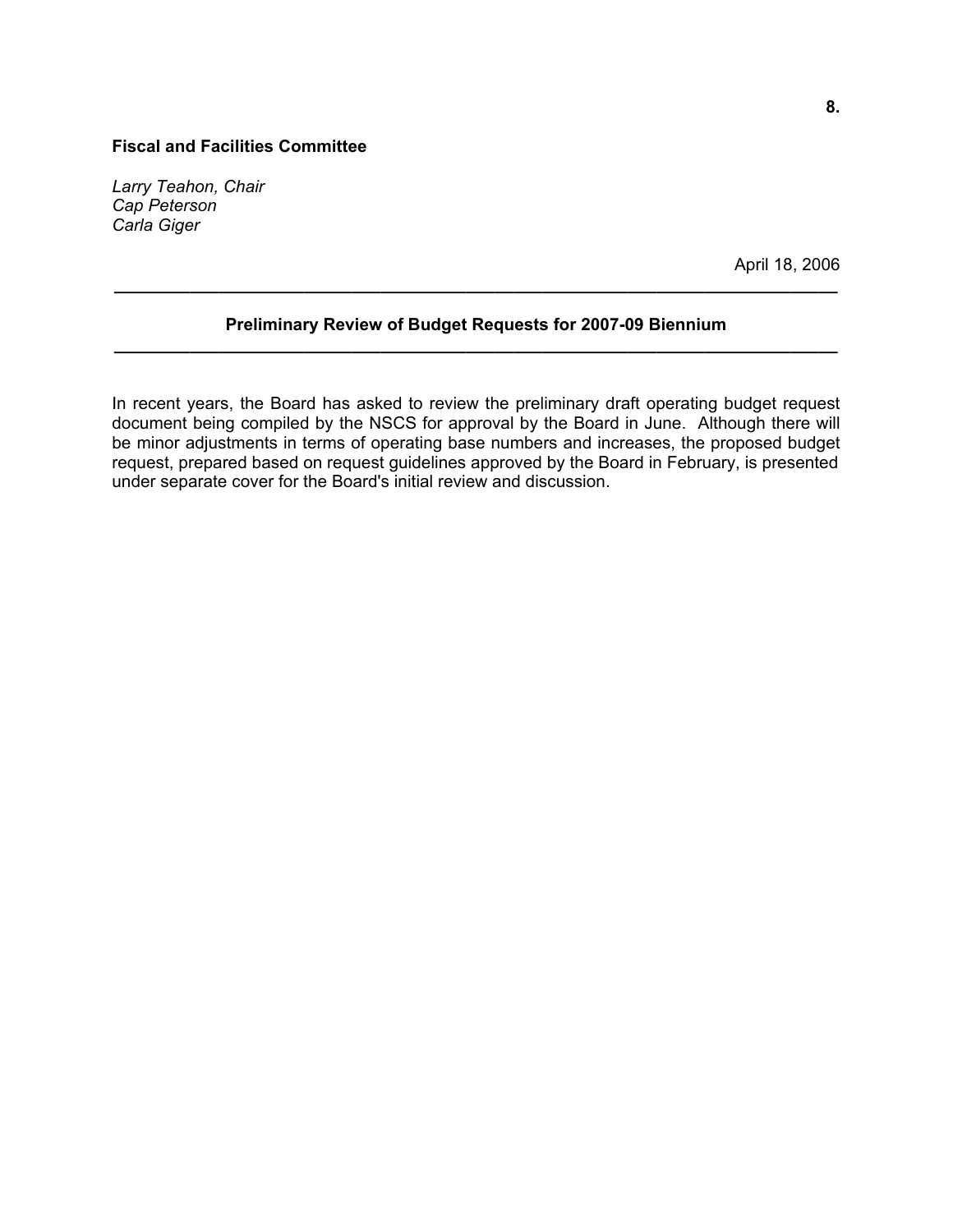**Fiscal and Facilities Committee**

*Larry Teahon, Chair*
*Cap Peterson*
*Carla Giger*

April 18, 2006

---

**Preliminary Review of Budget Requests for 2007-09 Biennium**

---

In recent years, the Board has asked to review the preliminary draft operating budget request document being compiled by the NSCS for approval by the Board in June. Although there will be minor adjustments in terms of operating base numbers and increases, the proposed budget request, prepared based on request guidelines approved by the Board in February, is presented under separate cover for the Board's initial review and discussion.